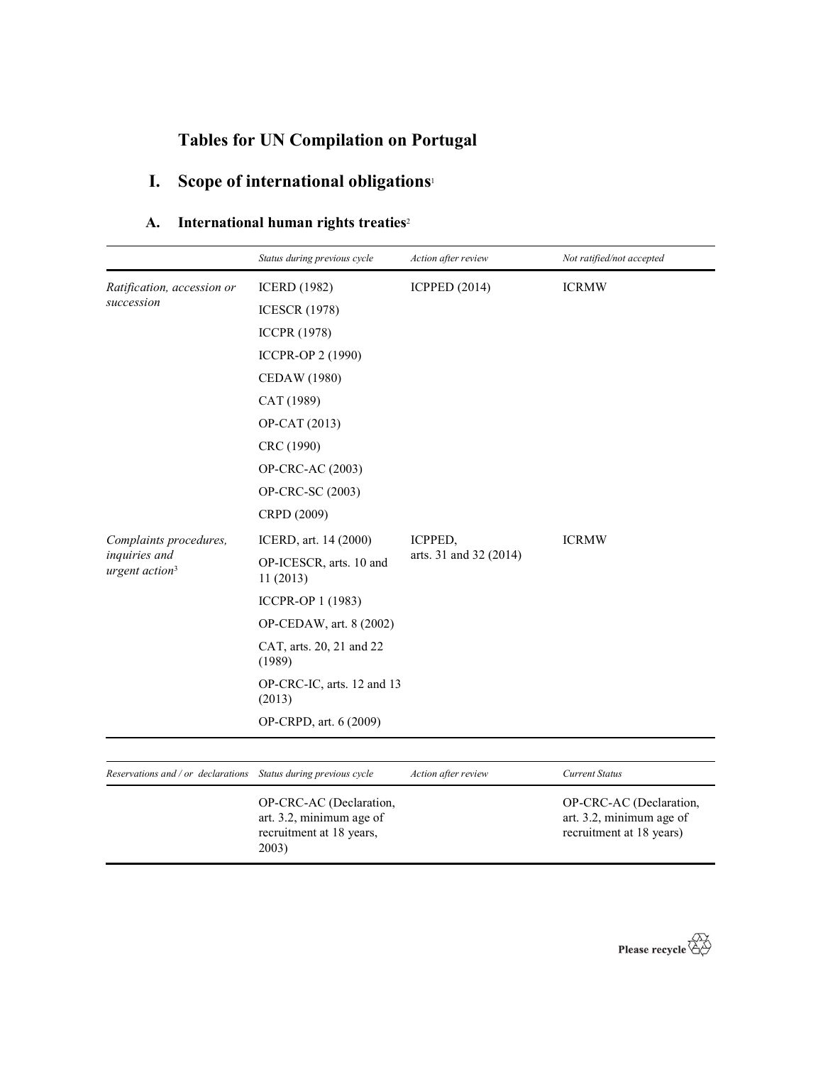# Tables for UN Compilation on Portugal

## I. Scope of international obligations[1]

### A. International human rights treaties[2]

| | *Status during previous cycle* | *Action after review* | *Not ratified/not accepted* |
|---|---|---|---|
| *Ratification, accession or succession* | ICERD (1982) | ICPPED (2014) | ICRMW |
| | ICESCR (1978) | | |
| | ICCPR (1978) | | |
| | ICCPR-OP 2 (1990) | | |
| | CEDAW (1980) | | |
| | CAT (1989) | | |
| | OP-CAT (2013) | | |
| | CRC (1990) | | |
| | OP-CRC-AC (2003) | | |
| | OP-CRC-SC (2003) | | |
| | CRPD (2009) | | |
| *Complaints procedures, inquiries and urgent action*[3] | ICERD, art. 14 (2000) | ICPPED, arts. 31 and 32 (2014) | ICRMW |
| | OP-ICESCR, arts. 10 and 11 (2013) | | |
| | ICCPR-OP 1 (1983) | | |
| | OP-CEDAW, art. 8 (2002) | | |
| | CAT, arts. 20, 21 and 22 (1989) | | |
| | OP-CRC-IC, arts. 12 and 13 (2013) | | |
| | OP-CRPD, art. 6 (2009) | | |

| *Reservations and / or declarations* | *Status during previous cycle* | *Action after review* | *Current Status* |
|---|---|---|---|
| | OP-CRC-AC (Declaration, art. 3.2, minimum age of recruitment at 18 years, 2003) | | OP-CRC-AC (Declaration, art. 3.2, minimum age of recruitment at 18 years) |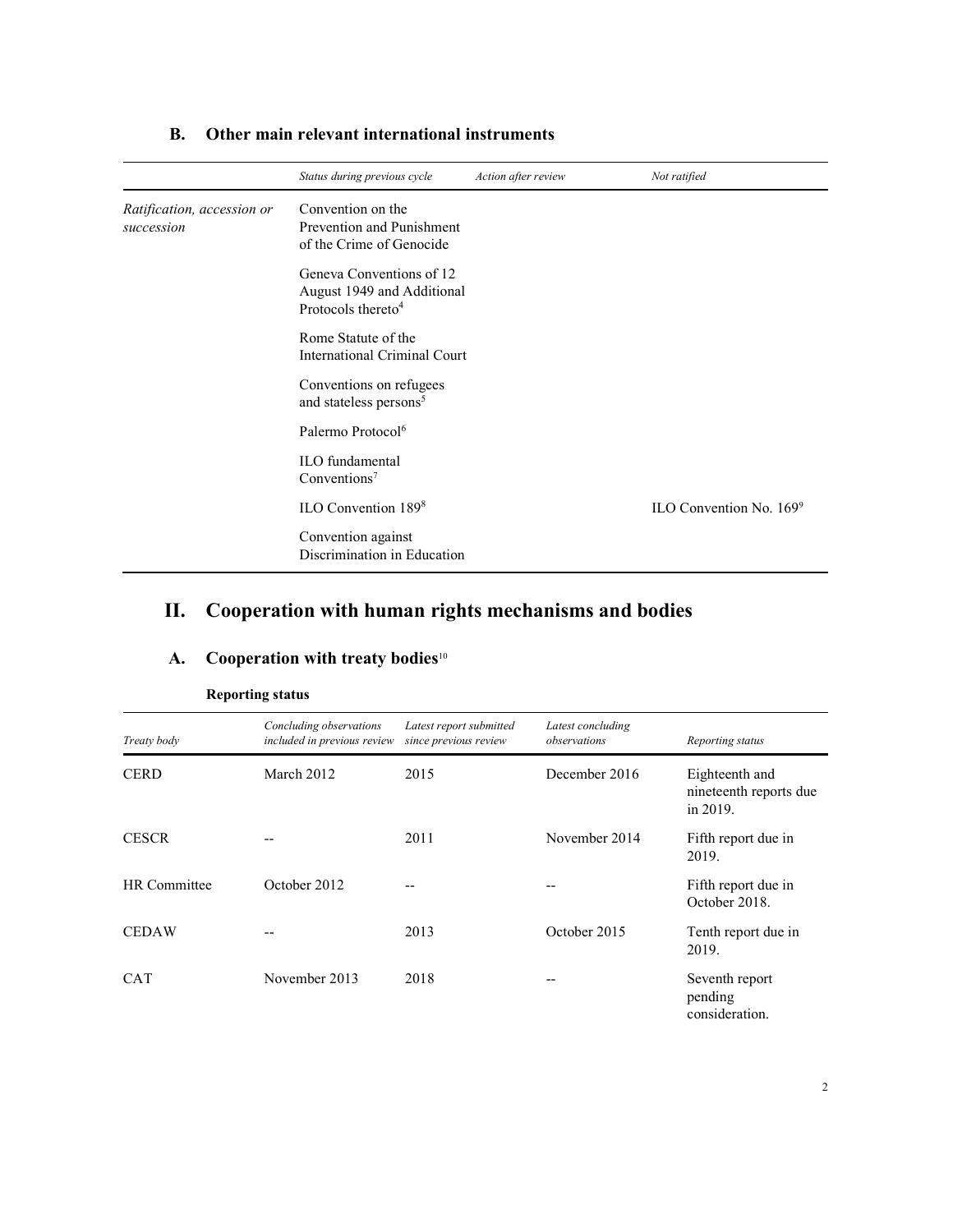## B. Other main relevant international instruments

| | *Status during previous cycle* | *Action after review* | *Not ratified* |
|---|---|---|---|
| *Ratification, accession or succession* | Convention on the Prevention and Punishment of the Crime of Genocide | | |
| | Geneva Conventions of 12 August 1949 and Additional Protocols thereto[4] | | |
| | Rome Statute of the International Criminal Court | | |
| | Conventions on refugees and stateless persons[5] | | |
| | Palermo Protocol[6] | | |
| | ILO fundamental Conventions[7] | | |
| | ILO Convention 189[8] | | ILO Convention No. 169[9] |
| | Convention against Discrimination in Education | | |

# II. Cooperation with human rights mechanisms and bodies

## A. Cooperation with treaty bodies[10]

**Reporting status**

| *Treaty body* | *Concluding observations included in previous review* | *Latest report submitted since previous review* | *Latest concluding observations* | *Reporting status* |
|---|---|---|---|---|
| CERD | March 2012 | 2015 | December 2016 | Eighteenth and nineteenth reports due in 2019. |
| CESCR | -- | 2011 | November 2014 | Fifth report due in 2019. |
| HR Committee | October 2012 | -- | -- | Fifth report due in October 2018. |
| CEDAW | -- | 2013 | October 2015 | Tenth report due in 2019. |
| CAT | November 2013 | 2018 | -- | Seventh report pending consideration. |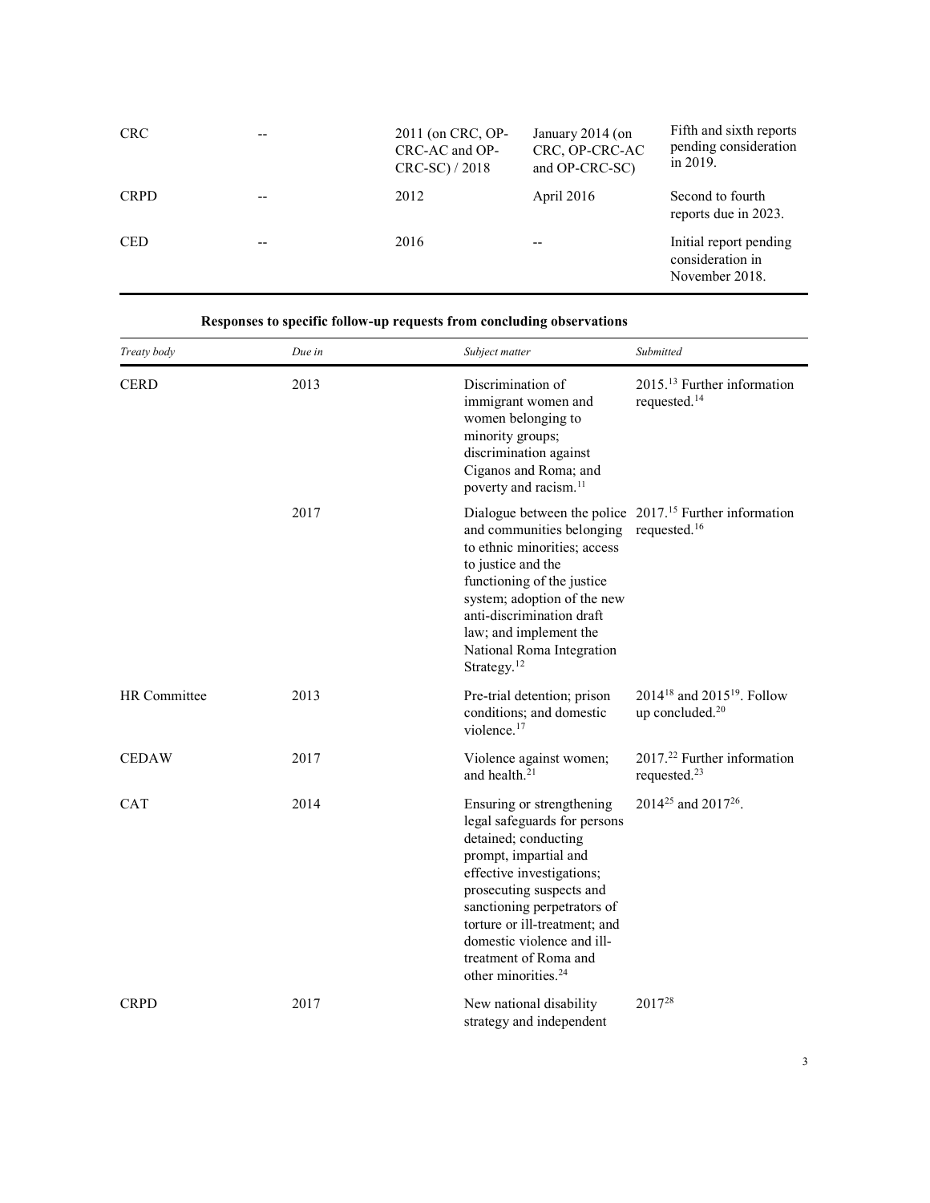| CRC | -- | 2011 (on CRC, OP-CRC-AC and OP-CRC-SC) / 2018 | January 2014 (on CRC, OP-CRC-AC and OP-CRC-SC) | Fifth and sixth reports pending consideration in 2019. |
|---|---|---|---|---|
| CRPD | -- | 2012 | April 2016 | Second to fourth reports due in 2023. |
| CED | -- | 2016 | -- | Initial report pending consideration in November 2018. |

**Responses to specific follow-up requests from concluding observations**

| *Treaty body* | *Due in* | *Subject matter* | *Submitted* |
|---|---|---|---|
| CERD | 2013 | Discrimination of immigrant women and women belonging to minority groups; discrimination against Ciganos and Roma; and poverty and racism.[11] | 2015.[13] Further information requested.[14] |
| | 2017 | Dialogue between the police and communities belonging to ethnic minorities; access to justice and the functioning of the justice system; adoption of the new anti-discrimination draft law; and implement the National Roma Integration Strategy.[12] | 2017.[15] Further information requested.[16] |
| HR Committee | 2013 | Pre-trial detention; prison conditions; and domestic violence.[17] | 2014[18] and 2015[19]. Follow up concluded.[20] |
| CEDAW | 2017 | Violence against women; and health.[21] | 2017.[22] Further information requested.[23] |
| CAT | 2014 | Ensuring or strengthening legal safeguards for persons detained; conducting prompt, impartial and effective investigations; prosecuting suspects and sanctioning perpetrators of torture or ill-treatment; and domestic violence and ill-treatment of Roma and other minorities.[24] | 2014[25] and 2017[26]. |
| CRPD | 2017 | New national disability strategy and independent | 2017[28] |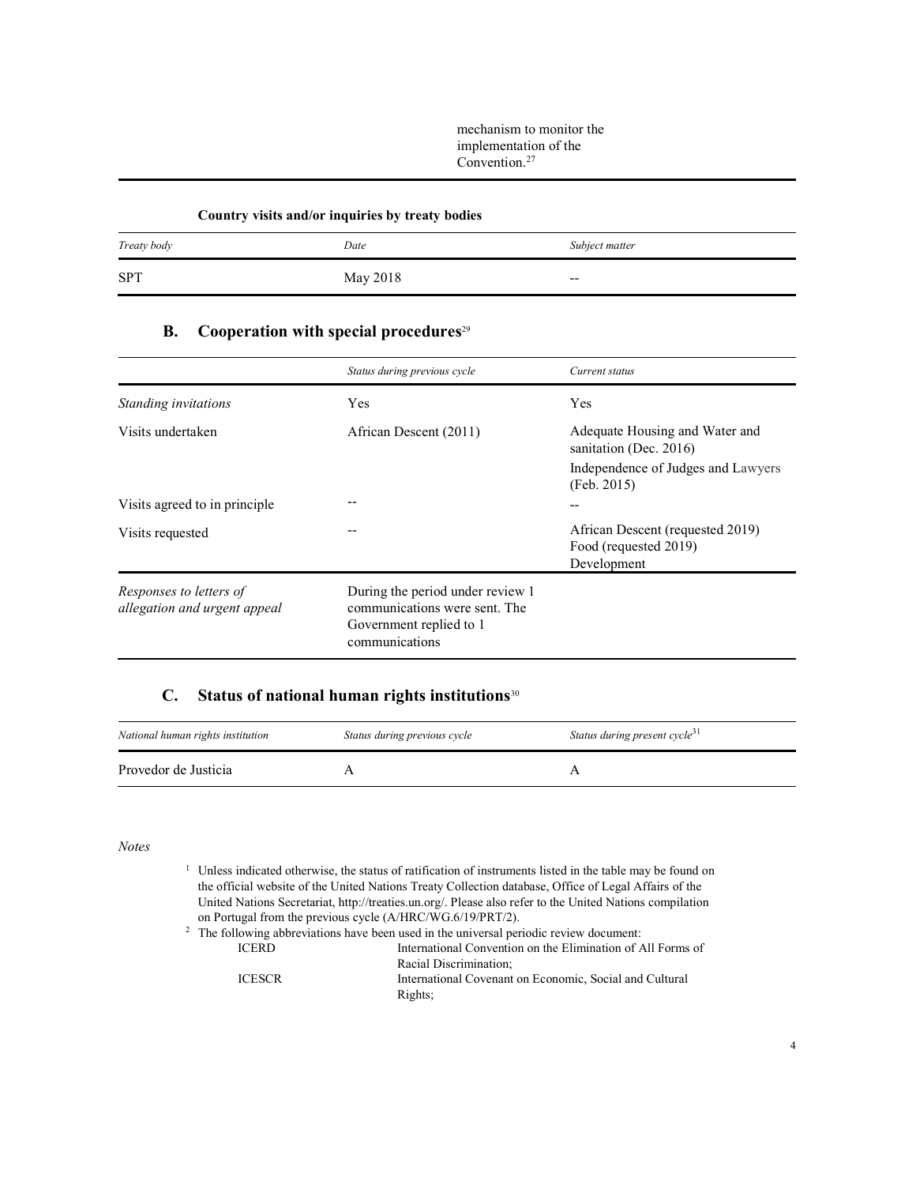mechanism to monitor the implementation of the Convention.[27]

**Country visits and/or inquiries by treaty bodies**

| *Treaty body* | *Date* | *Subject matter* |
|---|---|---|
| SPT | May 2018 | -- |

## B. Cooperation with special procedures[29]

| | *Status during previous cycle* | *Current status* |
|---|---|---|
| *Standing invitations* | Yes | Yes |
| Visits undertaken | African Descent (2011) | Adequate Housing and Water and sanitation (Dec. 2016)<br>Independence of Judges and Lawyers (Feb. 2015) |
| Visits agreed to in principle | -- | -- |
| Visits requested | -- | African Descent (requested 2019)<br>Food (requested 2019)<br>Development |
| *Responses to letters of allegation and urgent appeal* | During the period under review 1 communications were sent. The Government replied to 1 communications | |

## C. Status of national human rights institutions[30]

| *National human rights institution* | *Status during previous cycle* | *Status during present cycle*[31] |
|---|---|---|
| Provedor de Justicia | A | A |

*Notes*

[1] Unless indicated otherwise, the status of ratification of instruments listed in the table may be found on the official website of the United Nations Treaty Collection database, Office of Legal Affairs of the United Nations Secretariat, http://treaties.un.org/. Please also refer to the United Nations compilation on Portugal from the previous cycle (A/HRC/WG.6/19/PRT/2).

[2] The following abbreviations have been used in the universal periodic review document:

| | |
|---|---|
| ICERD | International Convention on the Elimination of All Forms of Racial Discrimination; |
| ICESCR | International Covenant on Economic, Social and Cultural Rights; |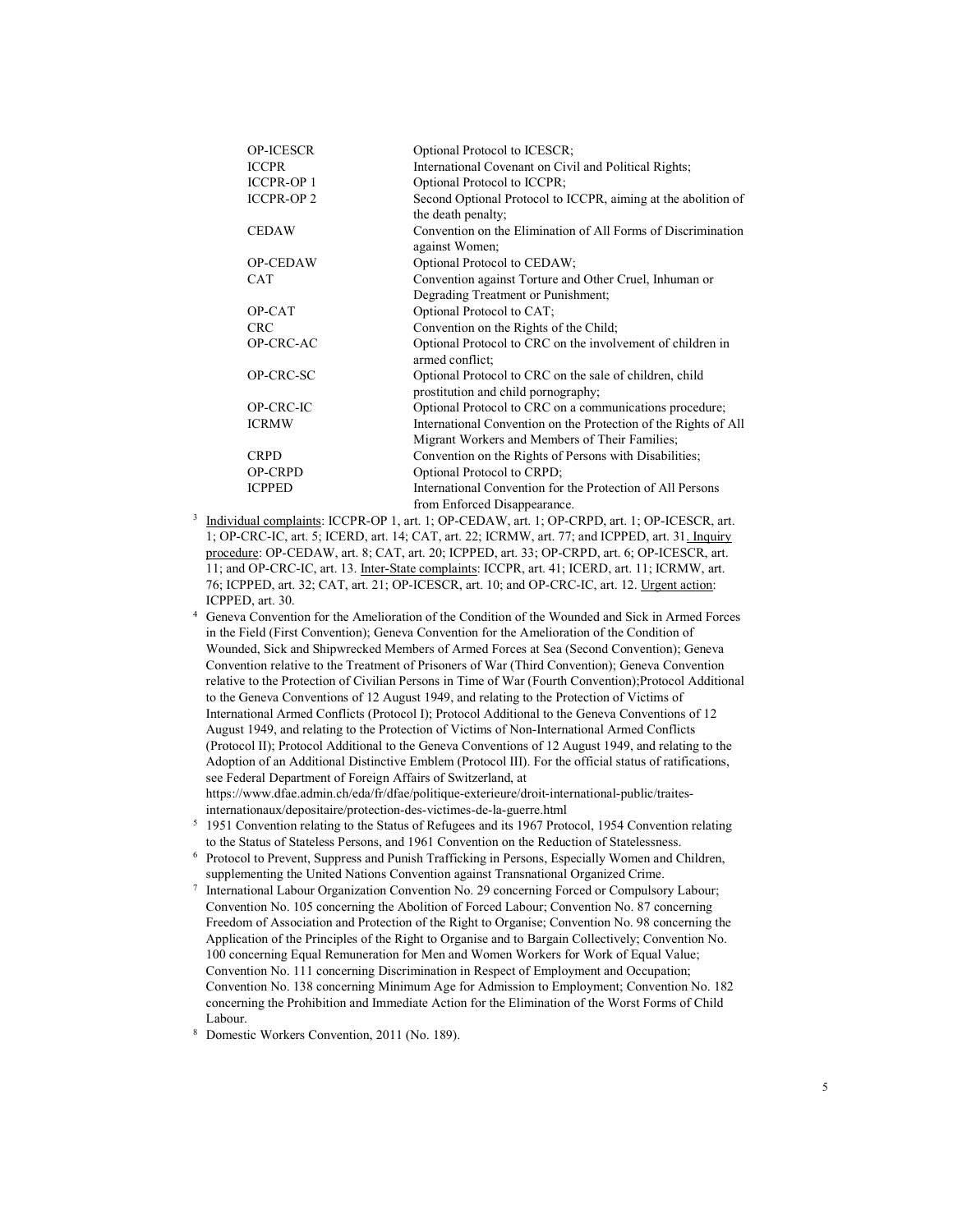| | |
|---|---|
| OP-ICESCR | Optional Protocol to ICESCR; |
| ICCPR | International Covenant on Civil and Political Rights; |
| ICCPR-OP 1 | Optional Protocol to ICCPR; |
| ICCPR-OP 2 | Second Optional Protocol to ICCPR, aiming at the abolition of the death penalty; |
| CEDAW | Convention on the Elimination of All Forms of Discrimination against Women; |
| OP-CEDAW | Optional Protocol to CEDAW; |
| CAT | Convention against Torture and Other Cruel, Inhuman or Degrading Treatment or Punishment; |
| OP-CAT | Optional Protocol to CAT; |
| CRC | Convention on the Rights of the Child; |
| OP-CRC-AC | Optional Protocol to CRC on the involvement of children in armed conflict; |
| OP-CRC-SC | Optional Protocol to CRC on the sale of children, child prostitution and child pornography; |
| OP-CRC-IC | Optional Protocol to CRC on a communications procedure; |
| ICRMW | International Convention on the Protection of the Rights of All Migrant Workers and Members of Their Families; |
| CRPD | Convention on the Rights of Persons with Disabilities; |
| OP-CRPD | Optional Protocol to CRPD; |
| ICPPED | International Convention for the Protection of All Persons from Enforced Disappearance. |

[3] Individual complaints: ICCPR-OP 1, art. 1; OP-CEDAW, art. 1; OP-CRPD, art. 1; OP-ICESCR, art. 1; OP-CRC-IC, art. 5; ICERD, art. 14; CAT, art. 22; ICRMW, art. 77; and ICPPED, art. 31. Inquiry procedure: OP-CEDAW, art. 8; CAT, art. 20; ICPPED, art. 33; OP-CRPD, art. 6; OP-ICESCR, art. 11; and OP-CRC-IC, art. 13. Inter-State complaints: ICCPR, art. 41; ICERD, art. 11; ICRMW, art. 76; ICPPED, art. 32; CAT, art. 21; OP-ICESCR, art. 10; and OP-CRC-IC, art. 12. Urgent action: ICPPED, art. 30.

[4] Geneva Convention for the Amelioration of the Condition of the Wounded and Sick in Armed Forces in the Field (First Convention); Geneva Convention for the Amelioration of the Condition of Wounded, Sick and Shipwrecked Members of Armed Forces at Sea (Second Convention); Geneva Convention relative to the Treatment of Prisoners of War (Third Convention); Geneva Convention relative to the Protection of Civilian Persons in Time of War (Fourth Convention);Protocol Additional to the Geneva Conventions of 12 August 1949, and relating to the Protection of Victims of International Armed Conflicts (Protocol I); Protocol Additional to the Geneva Conventions of 12 August 1949, and relating to the Protection of Victims of Non-International Armed Conflicts (Protocol II); Protocol Additional to the Geneva Conventions of 12 August 1949, and relating to the Adoption of an Additional Distinctive Emblem (Protocol III). For the official status of ratifications, see Federal Department of Foreign Affairs of Switzerland, at https://www.dfae.admin.ch/eda/fr/dfae/politique-exterieure/droit-international-public/traites-internationaux/depositaire/protection-des-victimes-de-la-guerre.html

[5] 1951 Convention relating to the Status of Refugees and its 1967 Protocol, 1954 Convention relating to the Status of Stateless Persons, and 1961 Convention on the Reduction of Statelessness.

[6] Protocol to Prevent, Suppress and Punish Trafficking in Persons, Especially Women and Children, supplementing the United Nations Convention against Transnational Organized Crime.

[7] International Labour Organization Convention No. 29 concerning Forced or Compulsory Labour; Convention No. 105 concerning the Abolition of Forced Labour; Convention No. 87 concerning Freedom of Association and Protection of the Right to Organise; Convention No. 98 concerning the Application of the Principles of the Right to Organise and to Bargain Collectively; Convention No. 100 concerning Equal Remuneration for Men and Women Workers for Work of Equal Value; Convention No. 111 concerning Discrimination in Respect of Employment and Occupation; Convention No. 138 concerning Minimum Age for Admission to Employment; Convention No. 182 concerning the Prohibition and Immediate Action for the Elimination of the Worst Forms of Child Labour.

[8] Domestic Workers Convention, 2011 (No. 189).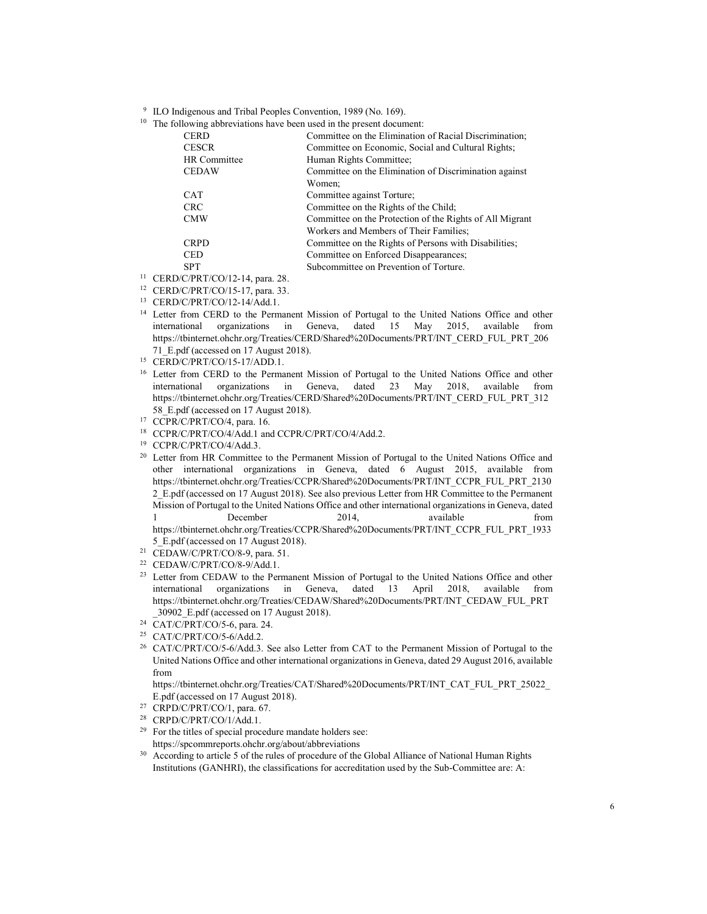[9] ILO Indigenous and Tribal Peoples Convention, 1989 (No. 169).

[10] The following abbreviations have been used in the present document:

| | |
|---|---|
| CERD | Committee on the Elimination of Racial Discrimination; |
| CESCR | Committee on Economic, Social and Cultural Rights; |
| HR Committee | Human Rights Committee; |
| CEDAW | Committee on the Elimination of Discrimination against Women; |
| CAT | Committee against Torture; |
| CRC | Committee on the Rights of the Child; |
| CMW | Committee on the Protection of the Rights of All Migrant Workers and Members of Their Families; |
| CRPD | Committee on the Rights of Persons with Disabilities; |
| CED | Committee on Enforced Disappearances; |
| SPT | Subcommittee on Prevention of Torture. |

[11] CERD/C/PRT/CO/12-14, para. 28.

[12] CERD/C/PRT/CO/15-17, para. 33.

[13] CERD/C/PRT/CO/12-14/Add.1.

[14] Letter from CERD to the Permanent Mission of Portugal to the United Nations Office and other international organizations in Geneva, dated 15 May 2015, available from https://tbinternet.ohchr.org/Treaties/CERD/Shared%20Documents/PRT/INT_CERD_FUL_PRT_20671_E.pdf (accessed on 17 August 2018).

[15] CERD/C/PRT/CO/15-17/ADD.1.

[16] Letter from CERD to the Permanent Mission of Portugal to the United Nations Office and other international organizations in Geneva, dated 23 May 2018, available from https://tbinternet.ohchr.org/Treaties/CERD/Shared%20Documents/PRT/INT_CERD_FUL_PRT_31258_E.pdf (accessed on 17 August 2018).

[17] CCPR/C/PRT/CO/4, para. 16.

[18] CCPR/C/PRT/CO/4/Add.1 and CCPR/C/PRT/CO/4/Add.2.

[19] CCPR/C/PRT/CO/4/Add.3.

[20] Letter from HR Committee to the Permanent Mission of Portugal to the United Nations Office and other international organizations in Geneva, dated 6 August 2015, available from https://tbinternet.ohchr.org/Treaties/CCPR/Shared%20Documents/PRT/INT_CCPR_FUL_PRT_21302_E.pdf (accessed on 17 August 2018). See also previous Letter from HR Committee to the Permanent Mission of Portugal to the United Nations Office and other international organizations in Geneva, dated 1 December 2014, available from https://tbinternet.ohchr.org/Treaties/CCPR/Shared%20Documents/PRT/INT_CCPR_FUL_PRT_19335_E.pdf (accessed on 17 August 2018).

[21] CEDAW/C/PRT/CO/8-9, para. 51.

[22] CEDAW/C/PRT/CO/8-9/Add.1.

[23] Letter from CEDAW to the Permanent Mission of Portugal to the United Nations Office and other international organizations in Geneva, dated 13 April 2018, available from https://tbinternet.ohchr.org/Treaties/CEDAW/Shared%20Documents/PRT/INT_CEDAW_FUL_PRT_30902_E.pdf (accessed on 17 August 2018).

[24] CAT/C/PRT/CO/5-6, para. 24.

[25] CAT/C/PRT/CO/5-6/Add.2.

[26] CAT/C/PRT/CO/5-6/Add.3. See also Letter from CAT to the Permanent Mission of Portugal to the United Nations Office and other international organizations in Geneva, dated 29 August 2016, available from https://tbinternet.ohchr.org/Treaties/CAT/Shared%20Documents/PRT/INT_CAT_FUL_PRT_25022_E.pdf (accessed on 17 August 2018).

[27] CRPD/C/PRT/CO/1, para. 67.

[28] CRPD/C/PRT/CO/1/Add.1.

[29] For the titles of special procedure mandate holders see: https://spcommreports.ohchr.org/about/abbreviations

[30] According to article 5 of the rules of procedure of the Global Alliance of National Human Rights Institutions (GANHRI), the classifications for accreditation used by the Sub-Committee are: A: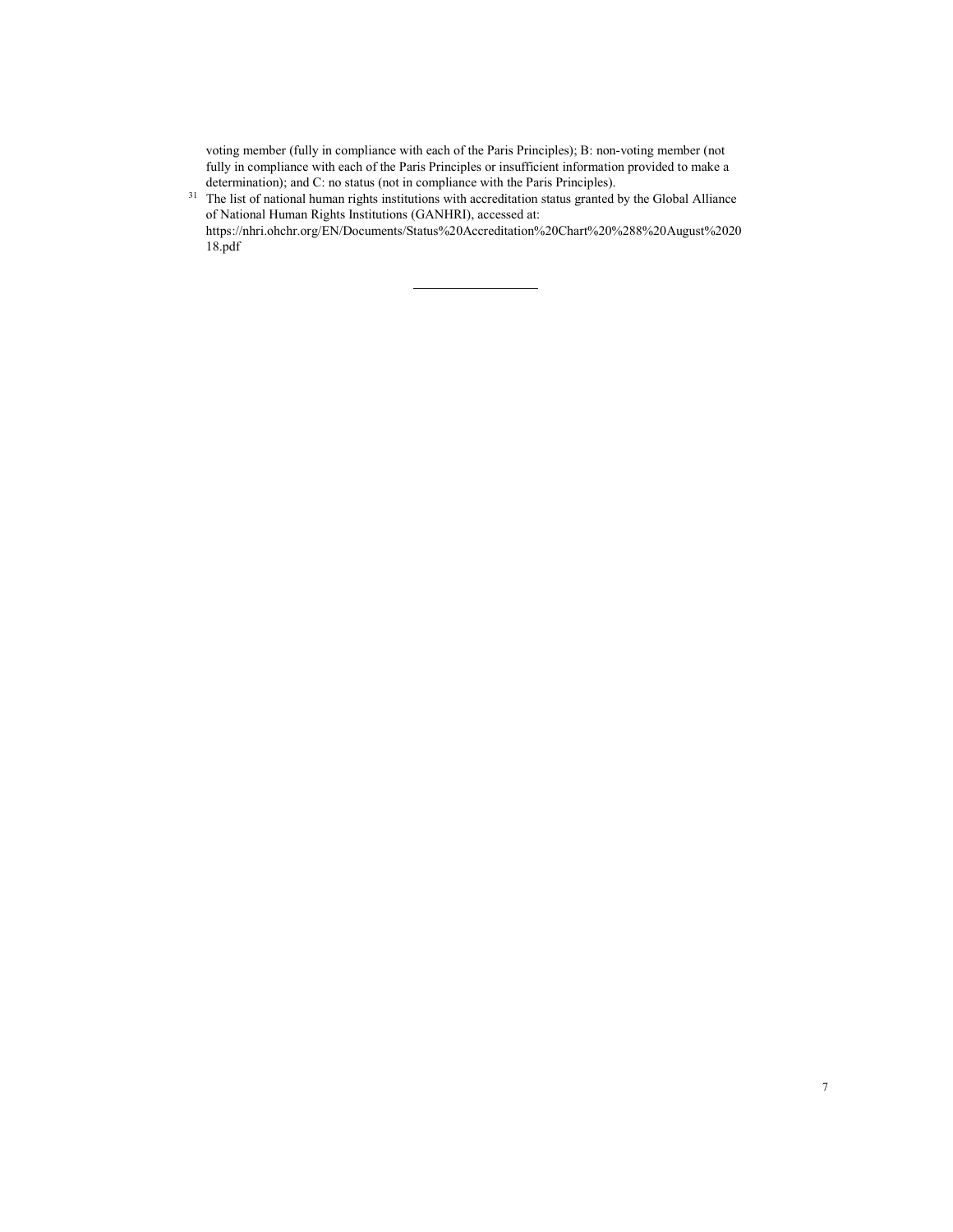voting member (fully in compliance with each of the Paris Principles); B: non-voting member (not fully in compliance with each of the Paris Principles or insufficient information provided to make a determination); and C: no status (not in compliance with the Paris Principles).

[31] The list of national human rights institutions with accreditation status granted by the Global Alliance of National Human Rights Institutions (GANHRI), accessed at: https://nhri.ohchr.org/EN/Documents/Status%20Accreditation%20Chart%20%288%20August%202018.pdf